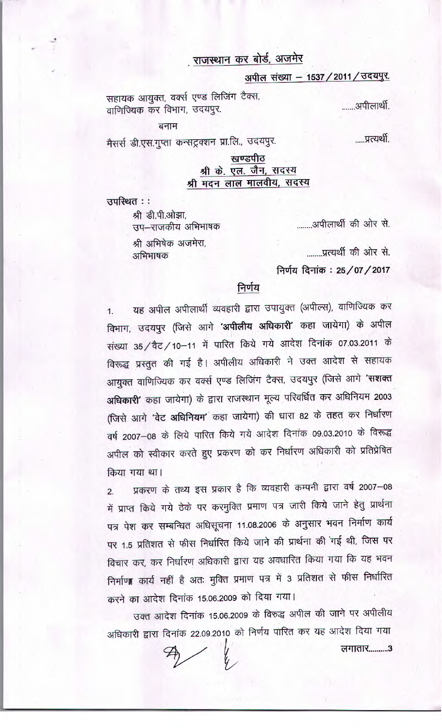## राजस्थान कर बोर्ड, अजमेर

**अपील संख्या – 1537/2011/उदयपुर.**

सहायक आयुक्त, वर्क्स एण्ड लिजिंग टैक्स,
वाणिज्यिक कर विभाग, उदयपुर. .......अपीलार्थी.

बनाम

मैसर्स डी.एस.गुप्ता कन्सट्रक्शन प्रा.लि., उदयपुर. .....प्रत्यर्थी.

**खण्डपीठ**
**श्री के. एल. जैन, सदस्य**
**श्री मदन लाल मालवीय, सदस्य**

उपस्थित : :

श्री डी.पी.ओझा,
उप–राजकीय अभिभाषक ........अपीलार्थी की ओर से.

श्री अभिषेक अजमेरा,
अभिभाषक ........प्रत्यर्थी की ओर से.

निर्णय दिनांक : 25/07/2017

### निर्णय

1. यह अपील अपीलार्थी व्यवहारी द्वारा उपायुक्त (अपील्स), वाणिज्यिक कर विभाग, उदयपुर (जिसे आगे **'अपीलीय अधिकारी'** कहा जायेगा) के अपील संख्या 35/वैट/10–11 में पारित किये गये आदेश दिनांक 07.03.2011 के विरूद्ध प्रस्तुत की गई है। अपीलीय अधिकारी ने उक्त आदेश से सहायक आयुक्त वाणिज्यिक कर वर्क्स एण्ड लिजिंग टैक्स, उदयपुर (जिसे आगे **'सशक्त अधिकारी'** कहा जायेगा) के द्वारा राजस्थान मूल्य परिवर्धित कर अधिनियम 2003 (जिसे आगे **'वेट अधिनियम'** कहा जायेगा) की धारा 82 के तहत कर निर्धारण वर्ष 2007–08 के लिये पारित किये गये आदेश दिनांक 09.03.2010 के विरूद्ध अपील को स्वीकार करते हुए प्रकरण को कर निर्धारण अधिकारी को प्रतिप्रेषित किया गया था।

2. प्रकरण के तथ्य इस प्रकार है कि व्यवहारी कम्पनी द्वारा वर्ष 2007–08 में प्राप्त किये गये ठेके पर करमुक्ति प्रमाण पत्र जारी किये जाने हेतु प्रार्थना पत्र पेश कर सम्बन्धित अधिसूचना 11.08.2006 के अनुसार भवन निर्माण कार्य पर 1.5 प्रतिशत से फीस निर्धारित किये जाने की प्रार्थना की गई थी, जिस पर विचार कर, कर निर्धारण अधिकारी द्वारा यह अवधारित किया गया कि यह भवन निर्माण कार्य नहीं है अतः मुक्ति प्रमाण पत्र में 3 प्रतिशत से फीस निर्धारित करने का आदेश दिनांक 15.06.2009 को दिया गया।

उक्त आदेश दिनांक 15.06.2009 के विरुद्ध अपील की जाने पर अपीलीय अधिकारी द्वारा दिनांक 22.09.2010 को निर्णय पारित कर यह आदेश दिया गया

लगातार..........3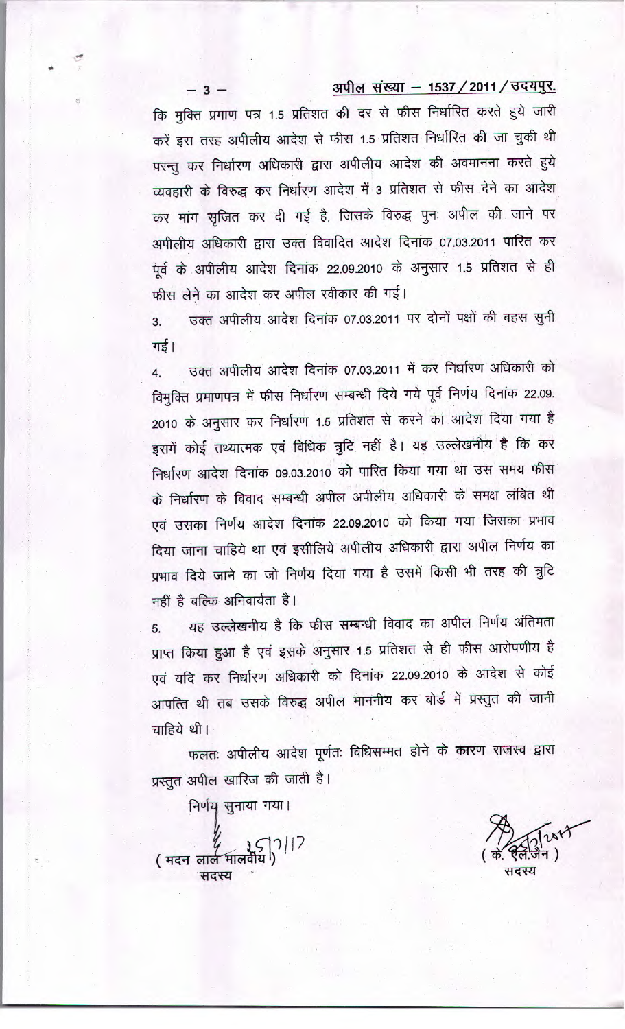अपील संख्या – 1537 / 2011 / उदयपुर.

कि मुक्ति प्रमाण पत्र 1.5 प्रतिशत की दर से फीस निर्धारित करते हुये जारी करें इस तरह अपीलीय आदेश से फीस 1.5 प्रतिशत निर्धारित की जा चुकी थी परन्तु कर निर्धारण अधिकारी द्वारा अपीलीय आदेश की अवमानना करते हुये व्यवहारी के विरुद्ध कर निर्धारण आदेश में 3 प्रतिशत से फीस देने का आदेश कर मांग सृजित कर दी गई है, जिसके विरुद्ध पुनः अपील की जाने पर अपीलीय अधिकारी द्वारा उक्त विवादित आदेश दिनांक 07.03.2011 पारित कर पूर्व के अपीलीय आदेश दिनांक 22.09.2010 के अनुसार 1.5 प्रतिशत से ही फीस लेने का आदेश कर अपील स्वीकार की गई।

3. उक्त अपीलीय आदेश दिनांक 07.03.2011 पर दोनों पक्षों की बहस सुनी गई।

4. उक्त अपीलीय आदेश दिनांक 07.03.2011 में कर निर्धारण अधिकारी को विमुक्ति प्रमाणपत्र में फीस निर्धारण सम्बन्धी दिये गये पूर्व निर्णय दिनांक 22.09.2010 के अनुसार कर निर्धारण 1.5 प्रतिशत से करने का आदेश दिया गया है इसमें कोई तथ्यात्मक एवं विधिक त्रुटि नहीं है। यह उल्लेखनीय है कि कर निर्धारण आदेश दिनांक 09.03.2010 को पारित किया गया था उस समय फीस के निर्धारण के विवाद सम्बन्धी अपील अपीलीय अधिकारी के समक्ष लंबित थी एवं उसका निर्णय आदेश दिनांक 22.09.2010 को किया गया जिसका प्रभाव दिया जाना चाहिये था एवं इसीलिये अपीलीय अधिकारी द्वारा अपील निर्णय का प्रभाव दिये जाने का जो निर्णय दिया गया है उसमें किसी भी तरह की त्रुटि नहीं है बल्कि अनिवार्यता है।

5. यह उल्लेखनीय है कि फीस सम्बन्धी विवाद का अपील निर्णय अंतिमता प्राप्त किया हुआ है एवं इसके अनुसार 1.5 प्रतिशत से ही फीस आरोपणीय है एवं यदि कर निर्धारण अधिकारी को दिनांक 22.09.2010 के आदेश से कोई आपत्ति थी तब उसके विरुद्ध अपील माननीय कर बोर्ड में प्रस्तुत की जानी चाहिये थी।

फलतः अपीलीय आदेश पूर्णतः विधिसम्मत होने के कारण राजस्व द्वारा प्रस्तुत अपील खारिज की जाती है।

निर्णय सुनाया गया।

( मदन लाल मालवीय )
सदस्य

( के. एल. जैन )
सदस्य